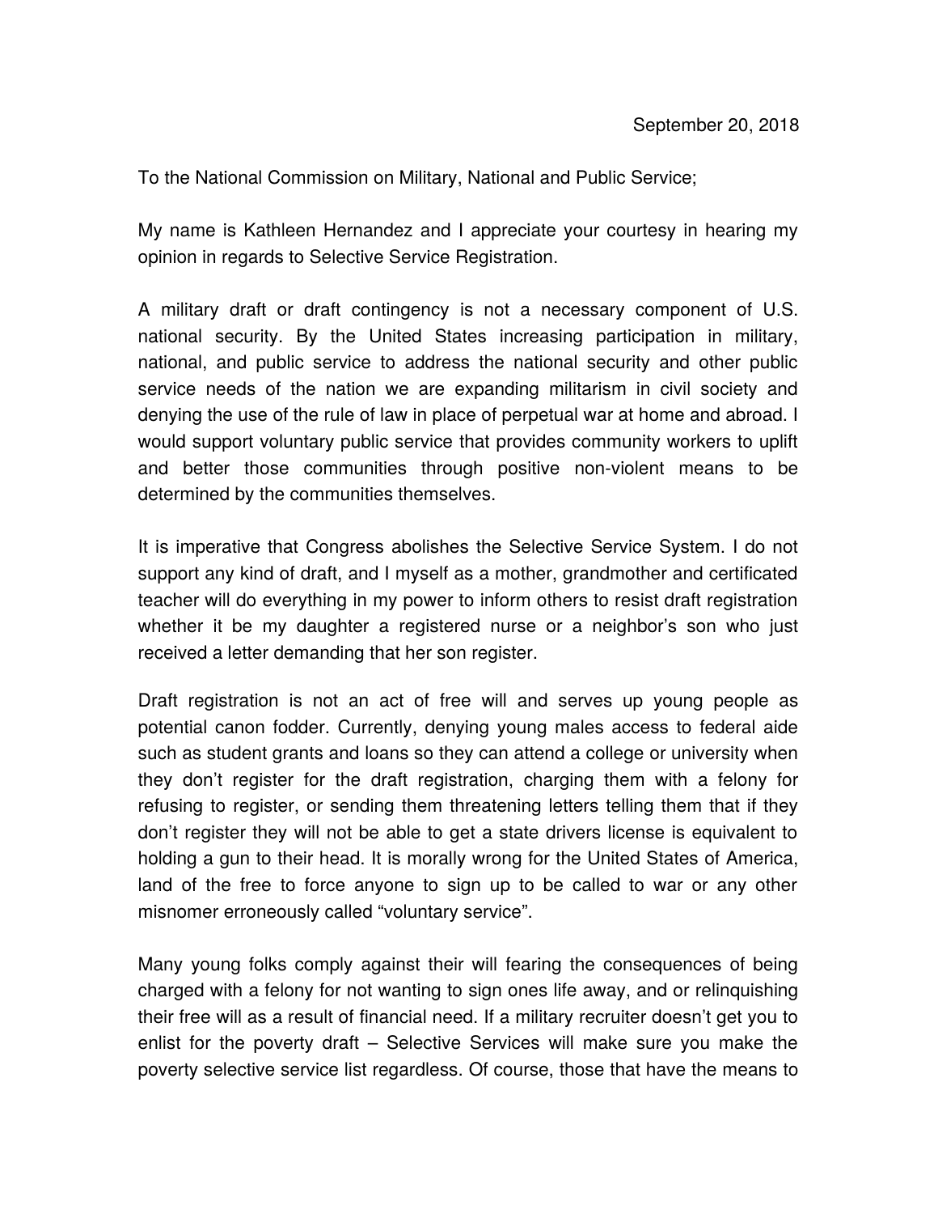September 20, 2018

To the National Commission on Military, National and Public Service;

My name is Kathleen Hernandez and I appreciate your courtesy in hearing my opinion in regards to Selective Service Registration.

A military draft or draft contingency is not a necessary component of U.S. national security. By the United States increasing participation in military, national, and public service to address the national security and other public service needs of the nation we are expanding militarism in civil society and denying the use of the rule of law in place of perpetual war at home and abroad. I would support voluntary public service that provides community workers to uplift and better those communities through positive non-violent means to be determined by the communities themselves.

It is imperative that Congress abolishes the Selective Service System. I do not support any kind of draft, and I myself as a mother, grandmother and certificated teacher will do everything in my power to inform others to resist draft registration whether it be my daughter a registered nurse or a neighbor's son who just received a letter demanding that her son register.

Draft registration is not an act of free will and serves up young people as potential canon fodder. Currently, denying young males access to federal aide such as student grants and loans so they can attend a college or university when they don't register for the draft registration, charging them with a felony for refusing to register, or sending them threatening letters telling them that if they don't register they will not be able to get a state drivers license is equivalent to holding a gun to their head. It is morally wrong for the United States of America, land of the free to force anyone to sign up to be called to war or any other misnomer erroneously called "voluntary service".

Many young folks comply against their will fearing the consequences of being charged with a felony for not wanting to sign ones life away, and or relinquishing their free will as a result of financial need. If a military recruiter doesn't get you to enlist for the poverty draft – Selective Services will make sure you make the poverty selective service list regardless. Of course, those that have the means to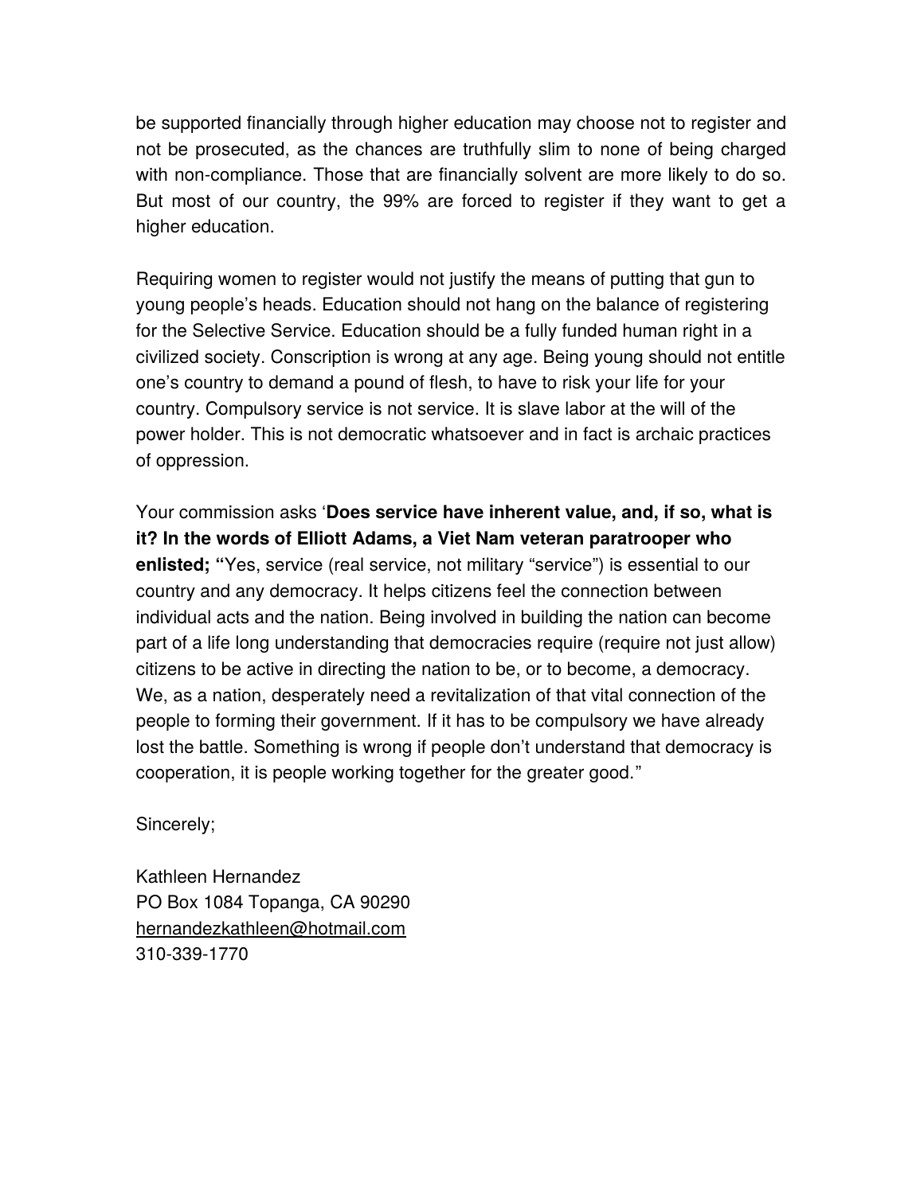be supported financially through higher education may choose not to register and not be prosecuted, as the chances are truthfully slim to none of being charged with non-compliance. Those that are financially solvent are more likely to do so. But most of our country, the 99% are forced to register if they want to get a higher education.

Requiring women to register would not justify the means of putting that gun to young people's heads. Education should not hang on the balance of registering for the Selective Service. Education should be a fully funded human right in a civilized society. Conscription is wrong at any age. Being young should not entitle one's country to demand a pound of flesh, to have to risk your life for your country. Compulsory service is not service. It is slave labor at the will of the power holder. This is not democratic whatsoever and in fact is archaic practices of oppression.

Your commission asks '**Does service have inherent value, and, if so, what is it? In the words of Elliott Adams, a Viet Nam veteran paratrooper who enlisted; "**Yes, service (real service, not military "service") is essential to our country and any democracy. It helps citizens feel the connection between individual acts and the nation. Being involved in building the nation can become part of a life long understanding that democracies require (require not just allow) citizens to be active in directing the nation to be, or to become, a democracy. We, as a nation, desperately need a revitalization of that vital connection of the people to forming their government. If it has to be compulsory we have already lost the battle. Something is wrong if people don't understand that democracy is cooperation, it is people working together for the greater good."

Sincerely;

Kathleen Hernandez  
PO Box 1084 Topanga, CA 90290  
hernandezkathleen@hotmail.com  
310-339-1770